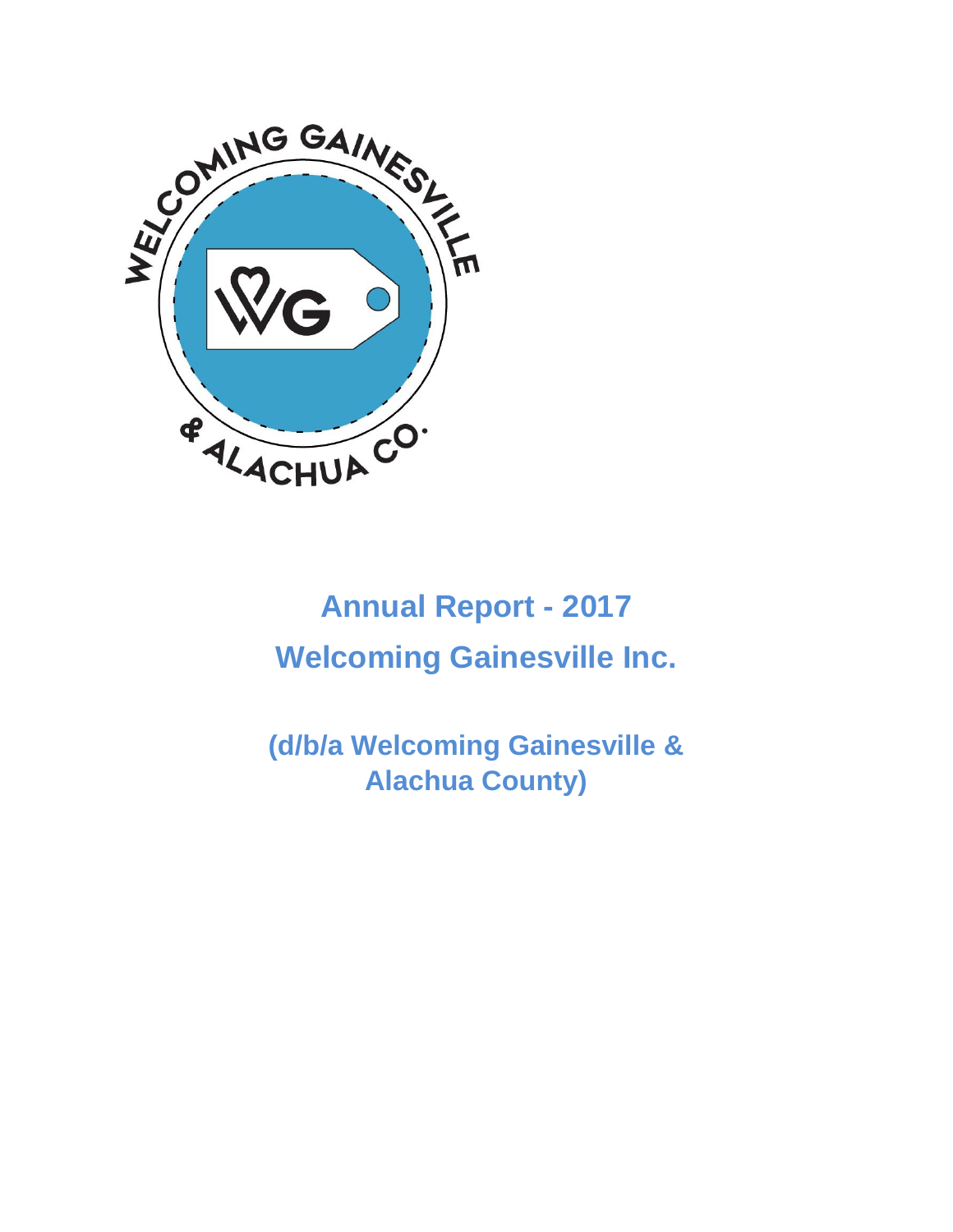# Annual Report - 2017

# Welcoming Gainesville Inc.

## (d/b/a Welcoming Gainesville & Alachua County)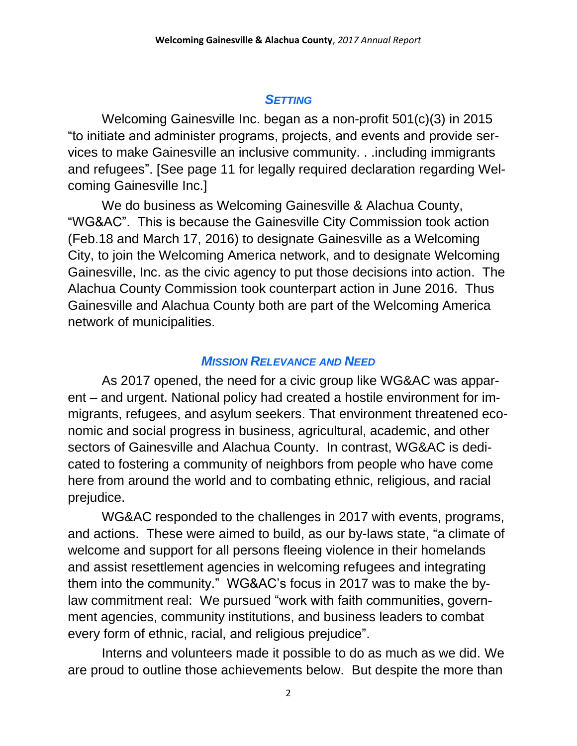## *SETTING*

Welcoming Gainesville Inc. began as a non-profit 501(c)(3) in 2015 "to initiate and administer programs, projects, and events and provide services to make Gainesville an inclusive community. . .including immigrants and refugees". [See page 11 for legally required declaration regarding Welcoming Gainesville Inc.]

We do business as Welcoming Gainesville & Alachua County, "WG&AC". This is because the Gainesville City Commission took action (Feb.18 and March 17, 2016) to designate Gainesville as a Welcoming City, to join the Welcoming America network, and to designate Welcoming Gainesville, Inc. as the civic agency to put those decisions into action. The Alachua County Commission took counterpart action in June 2016. Thus Gainesville and Alachua County both are part of the Welcoming America network of municipalities.

## *MISSION RELEVANCE AND NEED*

As 2017 opened, the need for a civic group like WG&AC was apparent – and urgent. National policy had created a hostile environment for immigrants, refugees, and asylum seekers. That environment threatened economic and social progress in business, agricultural, academic, and other sectors of Gainesville and Alachua County. In contrast, WG&AC is dedicated to fostering a community of neighbors from people who have come here from around the world and to combating ethnic, religious, and racial prejudice.

WG&AC responded to the challenges in 2017 with events, programs, and actions. These were aimed to build, as our by-laws state, "a climate of welcome and support for all persons fleeing violence in their homelands and assist resettlement agencies in welcoming refugees and integrating them into the community." WG&AC's focus in 2017 was to make the by-law commitment real: We pursued "work with faith communities, government agencies, community institutions, and business leaders to combat every form of ethnic, racial, and religious prejudice".

Interns and volunteers made it possible to do as much as we did. We are proud to outline those achievements below. But despite the more than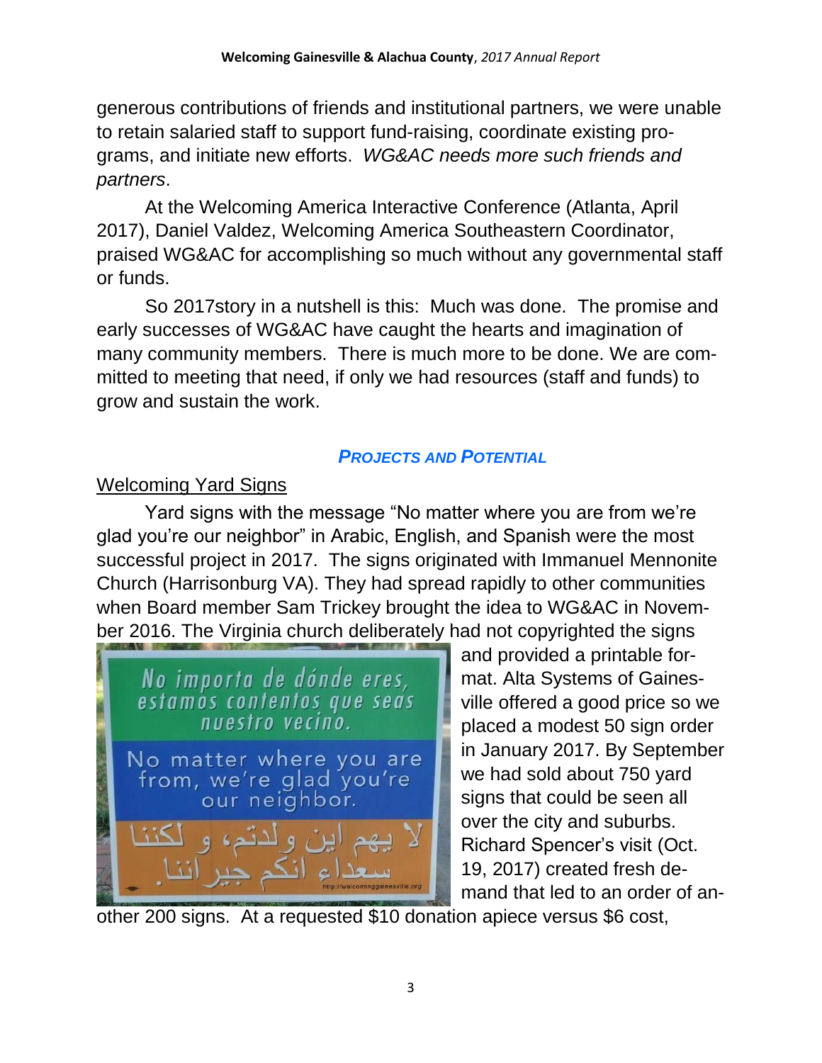generous contributions of friends and institutional partners, we were unable to retain salaried staff to support fund-raising, coordinate existing programs, and initiate new efforts. *WG&AC needs more such friends and partners*.

At the Welcoming America Interactive Conference (Atlanta, April 2017), Daniel Valdez, Welcoming America Southeastern Coordinator, praised WG&AC for accomplishing so much without any governmental staff or funds.

So 2017story in a nutshell is this: Much was done. The promise and early successes of WG&AC have caught the hearts and imagination of many community members. There is much more to be done. We are committed to meeting that need, if only we had resources (staff and funds) to grow and sustain the work.

## *PROJECTS AND POTENTIAL*

### Welcoming Yard Signs

Yard signs with the message "No matter where you are from we're glad you're our neighbor" in Arabic, English, and Spanish were the most successful project in 2017. The signs originated with Immanuel Mennonite Church (Harrisonburg VA). They had spread rapidly to other communities when Board member Sam Trickey brought the idea to WG&AC in November 2016. The Virginia church deliberately had not copyrighted the signs and provided a printable format. Alta Systems of Gainesville offered a good price so we placed a modest 50 sign order in January 2017. By September we had sold about 750 yard signs that could be seen all over the city and suburbs. Richard Spencer's visit (Oct. 19, 2017) created fresh demand that led to an order of another 200 signs. At a requested $10 donation apiece versus $6 cost,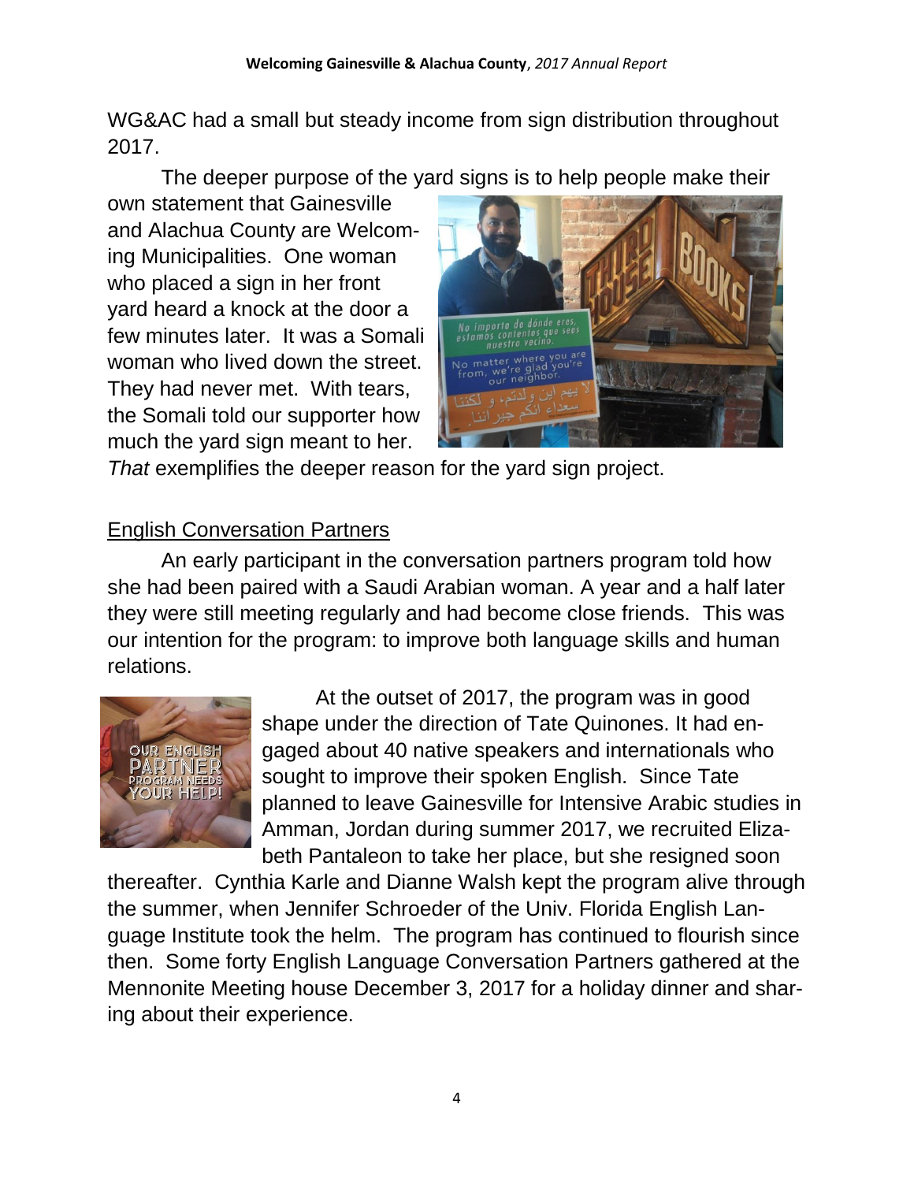WG&AC had a small but steady income from sign distribution throughout 2017.

The deeper purpose of the yard signs is to help people make their own statement that Gainesville and Alachua County are Welcoming Municipalities. One woman who placed a sign in her front yard heard a knock at the door a few minutes later. It was a Somali woman who lived down the street. They had never met. With tears, the Somali told our supporter how much the yard sign meant to her. *That* exemplifies the deeper reason for the yard sign project.

## English Conversation Partners

An early participant in the conversation partners program told how she had been paired with a Saudi Arabian woman. A year and a half later they were still meeting regularly and had become close friends. This was our intention for the program: to improve both language skills and human relations.

At the outset of 2017, the program was in good shape under the direction of Tate Quinones. It had engaged about 40 native speakers and internationals who sought to improve their spoken English. Since Tate planned to leave Gainesville for Intensive Arabic studies in Amman, Jordan during summer 2017, we recruited Elizabeth Pantaleon to take her place, but she resigned soon thereafter. Cynthia Karle and Dianne Walsh kept the program alive through the summer, when Jennifer Schroeder of the Univ. Florida English Language Institute took the helm. The program has continued to flourish since then. Some forty English Language Conversation Partners gathered at the Mennonite Meeting house December 3, 2017 for a holiday dinner and sharing about their experience.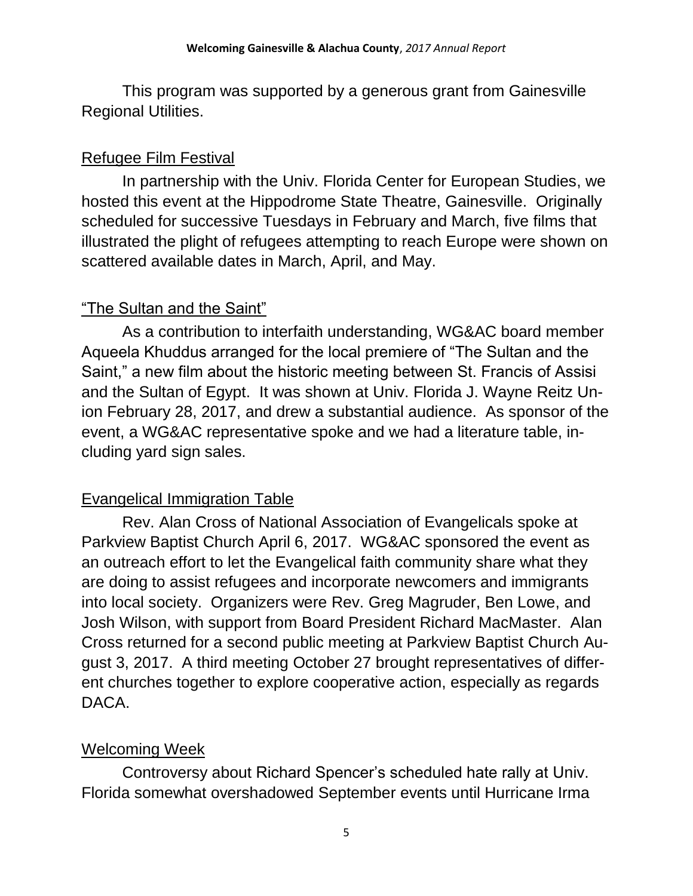This program was supported by a generous grant from Gainesville Regional Utilities.

## Refugee Film Festival

In partnership with the Univ. Florida Center for European Studies, we hosted this event at the Hippodrome State Theatre, Gainesville. Originally scheduled for successive Tuesdays in February and March, five films that illustrated the plight of refugees attempting to reach Europe were shown on scattered available dates in March, April, and May.

## "The Sultan and the Saint"

As a contribution to interfaith understanding, WG&AC board member Aqueela Khuddus arranged for the local premiere of "The Sultan and the Saint," a new film about the historic meeting between St. Francis of Assisi and the Sultan of Egypt. It was shown at Univ. Florida J. Wayne Reitz Union February 28, 2017, and drew a substantial audience. As sponsor of the event, a WG&AC representative spoke and we had a literature table, including yard sign sales.

## Evangelical Immigration Table

Rev. Alan Cross of National Association of Evangelicals spoke at Parkview Baptist Church April 6, 2017. WG&AC sponsored the event as an outreach effort to let the Evangelical faith community share what they are doing to assist refugees and incorporate newcomers and immigrants into local society. Organizers were Rev. Greg Magruder, Ben Lowe, and Josh Wilson, with support from Board President Richard MacMaster. Alan Cross returned for a second public meeting at Parkview Baptist Church August 3, 2017. A third meeting October 27 brought representatives of different churches together to explore cooperative action, especially as regards DACA.

## Welcoming Week

Controversy about Richard Spencer's scheduled hate rally at Univ. Florida somewhat overshadowed September events until Hurricane Irma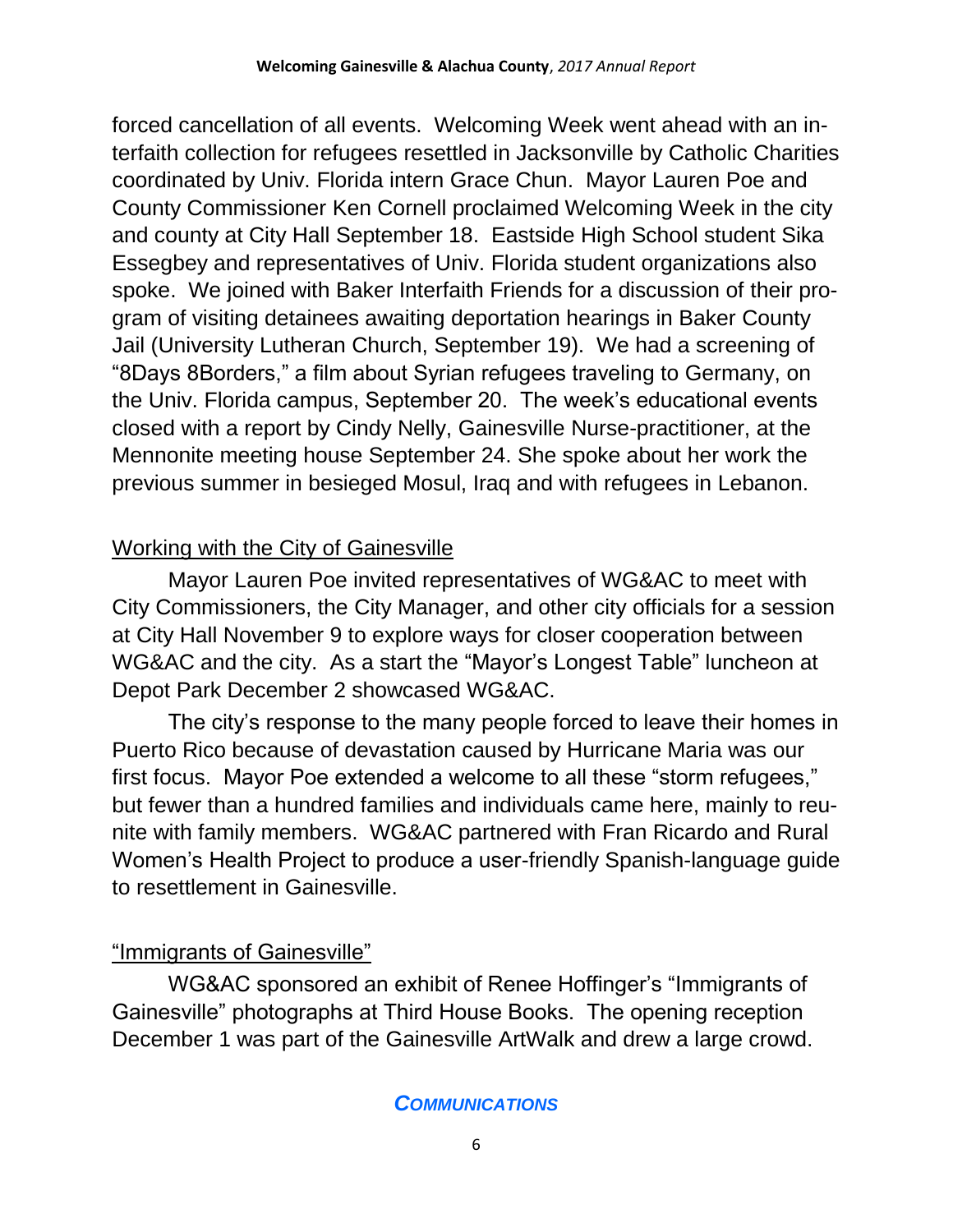forced cancellation of all events. Welcoming Week went ahead with an interfaith collection for refugees resettled in Jacksonville by Catholic Charities coordinated by Univ. Florida intern Grace Chun. Mayor Lauren Poe and County Commissioner Ken Cornell proclaimed Welcoming Week in the city and county at City Hall September 18. Eastside High School student Sika Essegbey and representatives of Univ. Florida student organizations also spoke. We joined with Baker Interfaith Friends for a discussion of their program of visiting detainees awaiting deportation hearings in Baker County Jail (University Lutheran Church, September 19). We had a screening of "8Days 8Borders," a film about Syrian refugees traveling to Germany, on the Univ. Florida campus, September 20. The week's educational events closed with a report by Cindy Nelly, Gainesville Nurse-practitioner, at the Mennonite meeting house September 24. She spoke about her work the previous summer in besieged Mosul, Iraq and with refugees in Lebanon.

### Working with the City of Gainesville

Mayor Lauren Poe invited representatives of WG&AC to meet with City Commissioners, the City Manager, and other city officials for a session at City Hall November 9 to explore ways for closer cooperation between WG&AC and the city. As a start the "Mayor's Longest Table" luncheon at Depot Park December 2 showcased WG&AC.

The city's response to the many people forced to leave their homes in Puerto Rico because of devastation caused by Hurricane Maria was our first focus. Mayor Poe extended a welcome to all these "storm refugees," but fewer than a hundred families and individuals came here, mainly to reunite with family members. WG&AC partnered with Fran Ricardo and Rural Women's Health Project to produce a user-friendly Spanish-language guide to resettlement in Gainesville.

### "Immigrants of Gainesville"

WG&AC sponsored an exhibit of Renee Hoffinger's "Immigrants of Gainesville" photographs at Third House Books. The opening reception December 1 was part of the Gainesville ArtWalk and drew a large crowd.

## *COMMUNICATIONS*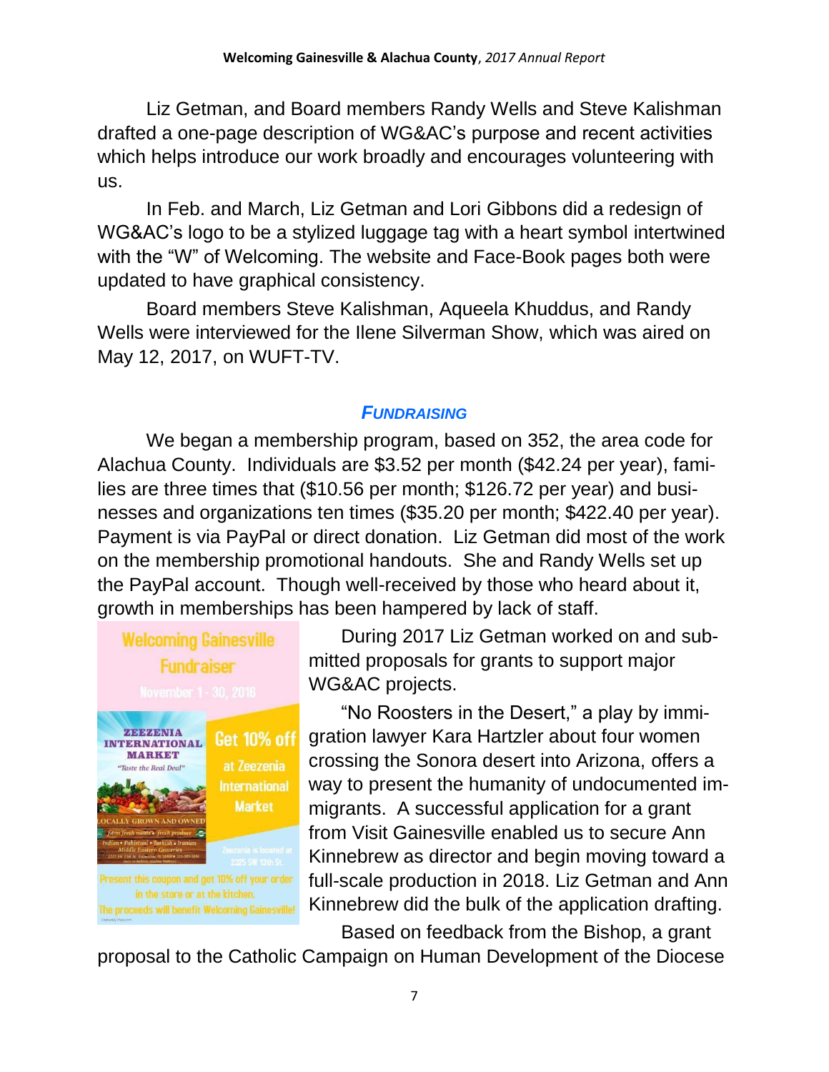Liz Getman, and Board members Randy Wells and Steve Kalishman drafted a one-page description of WG&AC's purpose and recent activities which helps introduce our work broadly and encourages volunteering with us.

In Feb. and March, Liz Getman and Lori Gibbons did a redesign of WG&AC's logo to be a stylized luggage tag with a heart symbol intertwined with the "W" of Welcoming. The website and Face-Book pages both were updated to have graphical consistency.

Board members Steve Kalishman, Aqueela Khuddus, and Randy Wells were interviewed for the Ilene Silverman Show, which was aired on May 12, 2017, on WUFT-TV.

## *FUNDRAISING*

We began a membership program, based on 352, the area code for Alachua County. Individuals are $3.52 per month ($42.24 per year), families are three times that ($10.56 per month; $126.72 per year) and businesses and organizations ten times ($35.20 per month; $422.40 per year). Payment is via PayPal or direct donation. Liz Getman did most of the work on the membership promotional handouts. She and Randy Wells set up the PayPal account. Though well-received by those who heard about it, growth in memberships has been hampered by lack of staff.

During 2017 Liz Getman worked on and submitted proposals for grants to support major WG&AC projects.

"No Roosters in the Desert," a play by immigration lawyer Kara Hartzler about four women crossing the Sonora desert into Arizona, offers a way to present the humanity of undocumented immigrants. A successful application for a grant from Visit Gainesville enabled us to secure Ann Kinnebrew as director and begin moving toward a full-scale production in 2018. Liz Getman and Ann Kinnebrew did the bulk of the application drafting.

Based on feedback from the Bishop, a grant proposal to the Catholic Campaign on Human Development of the Diocese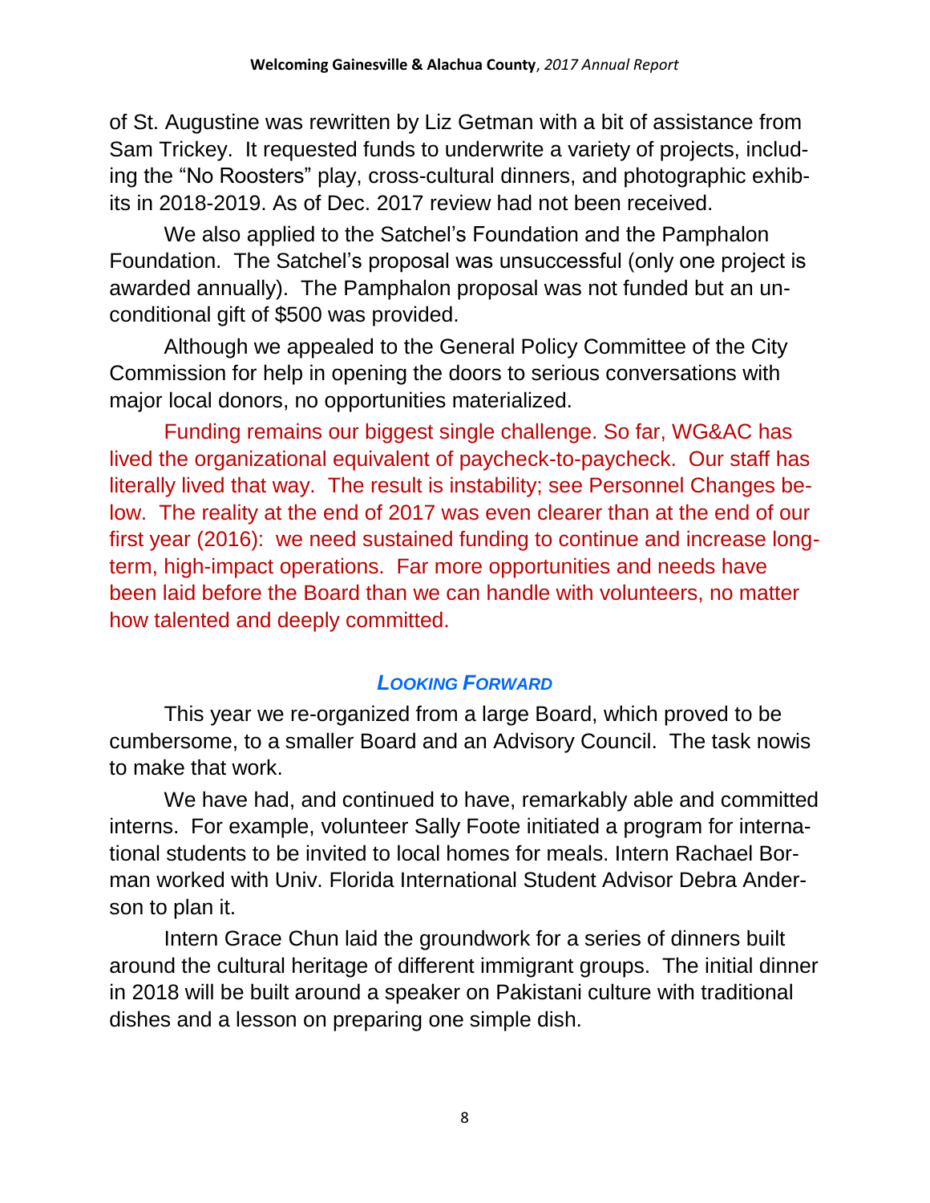of St. Augustine was rewritten by Liz Getman with a bit of assistance from Sam Trickey. It requested funds to underwrite a variety of projects, including the "No Roosters" play, cross-cultural dinners, and photographic exhibits in 2018-2019. As of Dec. 2017 review had not been received.

We also applied to the Satchel's Foundation and the Pamphalon Foundation. The Satchel's proposal was unsuccessful (only one project is awarded annually). The Pamphalon proposal was not funded but an unconditional gift of $500 was provided.

Although we appealed to the General Policy Committee of the City Commission for help in opening the doors to serious conversations with major local donors, no opportunities materialized.

Funding remains our biggest single challenge. So far, WG&AC has lived the organizational equivalent of paycheck-to-paycheck. Our staff has literally lived that way. The result is instability; see Personnel Changes below. The reality at the end of 2017 was even clearer than at the end of our first year (2016): we need sustained funding to continue and increase long-term, high-impact operations. Far more opportunities and needs have been laid before the Board than we can handle with volunteers, no matter how talented and deeply committed.

## *LOOKING FORWARD*

This year we re-organized from a large Board, which proved to be cumbersome, to a smaller Board and an Advisory Council. The task nowis to make that work.

We have had, and continued to have, remarkably able and committed interns. For example, volunteer Sally Foote initiated a program for international students to be invited to local homes for meals. Intern Rachael Borman worked with Univ. Florida International Student Advisor Debra Anderson to plan it.

Intern Grace Chun laid the groundwork for a series of dinners built around the cultural heritage of different immigrant groups. The initial dinner in 2018 will be built around a speaker on Pakistani culture with traditional dishes and a lesson on preparing one simple dish.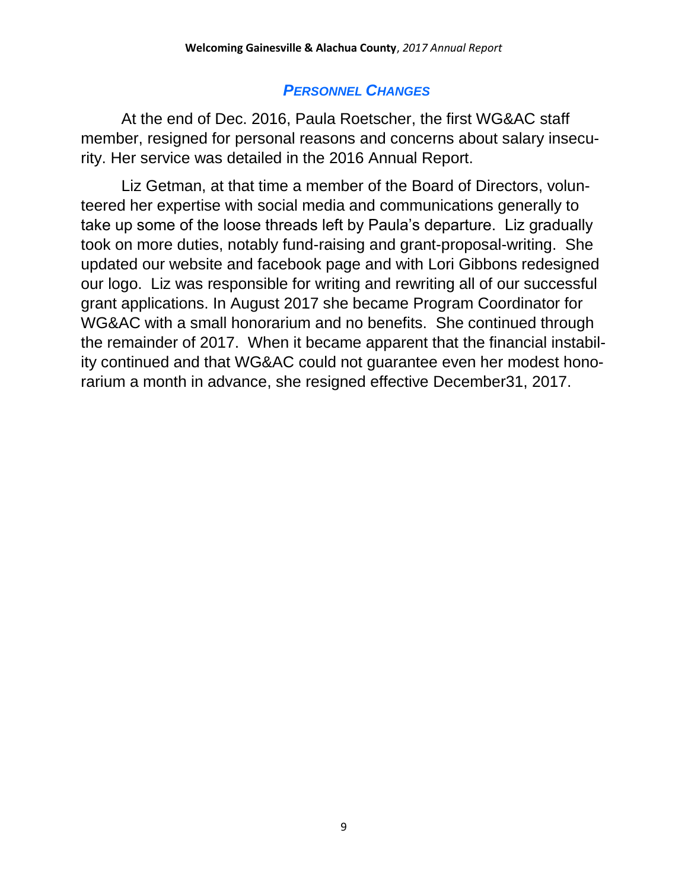## *PERSONNEL CHANGES*

At the end of Dec. 2016, Paula Roetscher, the first WG&AC staff member, resigned for personal reasons and concerns about salary insecurity. Her service was detailed in the 2016 Annual Report.

Liz Getman, at that time a member of the Board of Directors, volunteered her expertise with social media and communications generally to take up some of the loose threads left by Paula's departure. Liz gradually took on more duties, notably fund-raising and grant-proposal-writing. She updated our website and facebook page and with Lori Gibbons redesigned our logo. Liz was responsible for writing and rewriting all of our successful grant applications. In August 2017 she became Program Coordinator for WG&AC with a small honorarium and no benefits. She continued through the remainder of 2017. When it became apparent that the financial instability continued and that WG&AC could not guarantee even her modest honorarium a month in advance, she resigned effective December31, 2017.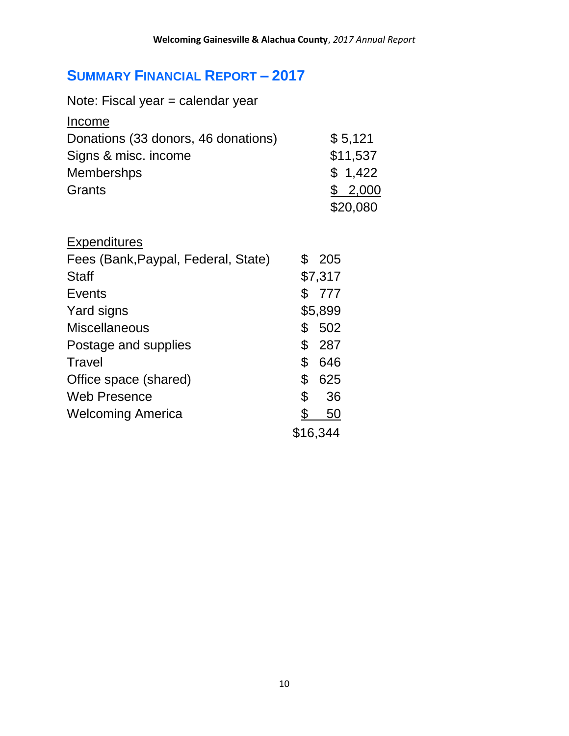## SUMMARY FINANCIAL REPORT – 2017

Note: Fiscal year = calendar year

| Income | |
|---|---|
| Donations (33 donors, 46 donations) | $ 5,121 |
| Signs & misc. income | $11,537 |
| Membershps | $ 1,422 |
| Grants | $ 2,000 |
| | $20,080 |

| Expenditures | |
|---|---|
| Fees (Bank,Paypal, Federal, State) | $ 205 |
| Staff | $7,317 |
| Events | $ 777 |
| Yard signs | $5,899 |
| Miscellaneous | $ 502 |
| Postage and supplies | $ 287 |
| Travel | $ 646 |
| Office space (shared) | $ 625 |
| Web Presence | $ 36 |
| Welcoming America | $ 50 |
| | $16,344 |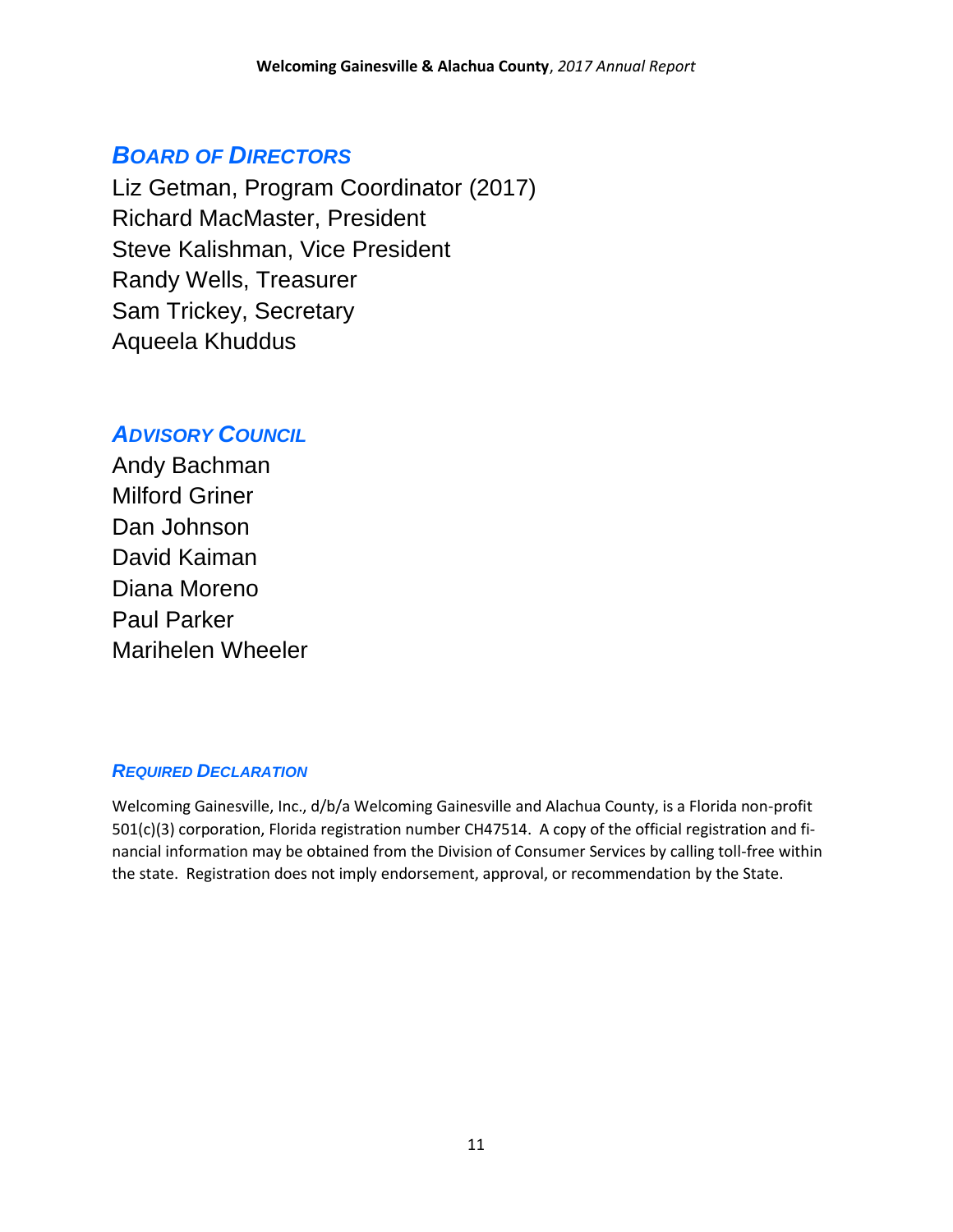## *BOARD OF DIRECTORS*

Liz Getman, Program Coordinator (2017)
Richard MacMaster, President
Steve Kalishman, Vice President
Randy Wells, Treasurer
Sam Trickey, Secretary
Aqueela Khuddus

## *ADVISORY COUNCIL*

Andy Bachman
Milford Griner
Dan Johnson
David Kaiman
Diana Moreno
Paul Parker
Marihelen Wheeler

### *REQUIRED DECLARATION*

Welcoming Gainesville, Inc., d/b/a Welcoming Gainesville and Alachua County, is a Florida non-profit 501(c)(3) corporation, Florida registration number CH47514. A copy of the official registration and financial information may be obtained from the Division of Consumer Services by calling toll-free within the state. Registration does not imply endorsement, approval, or recommendation by the State.